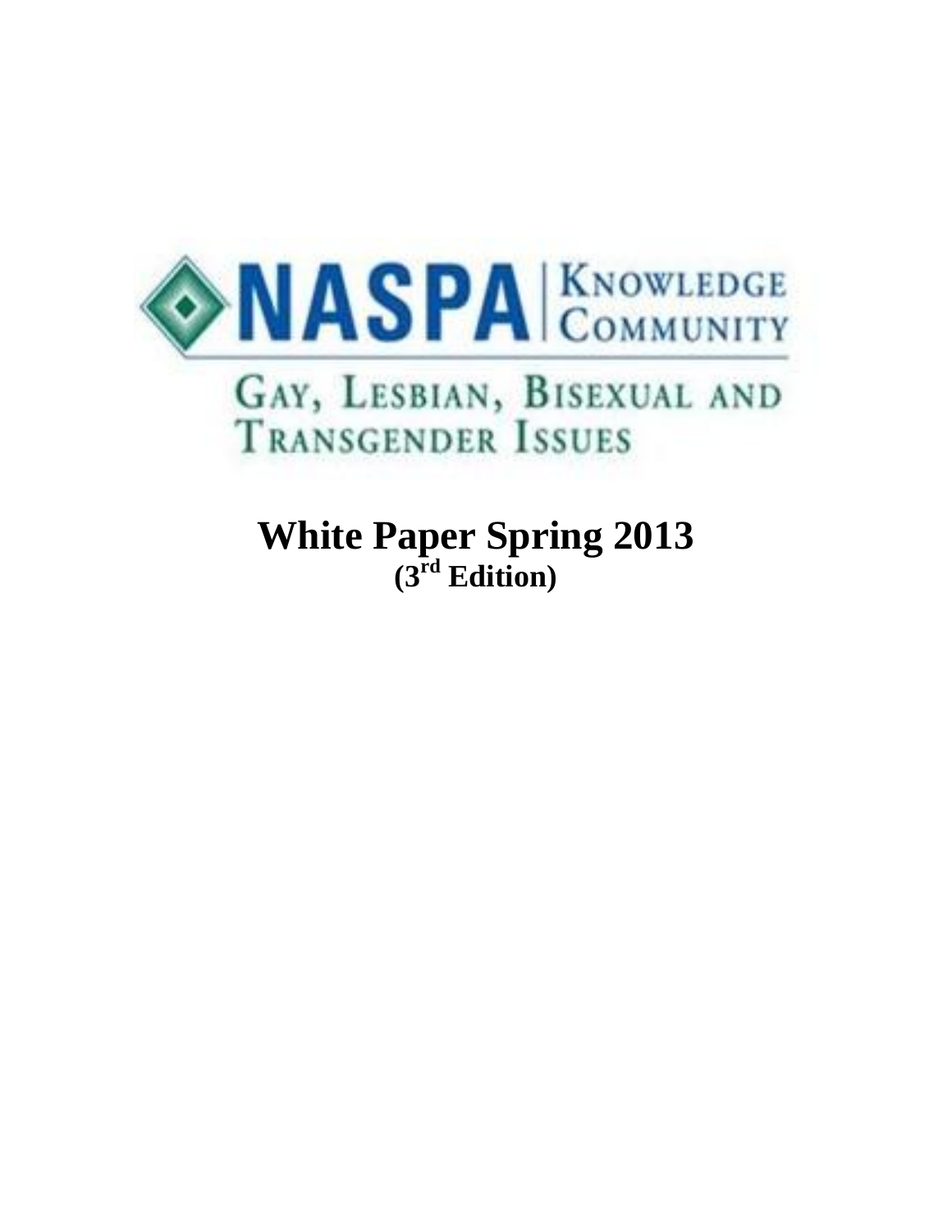NASPA | Knowledge Community

Gay, Lesbian, Bisexual and Transgender Issues

# White Paper Spring 2013

**(3rd Edition)**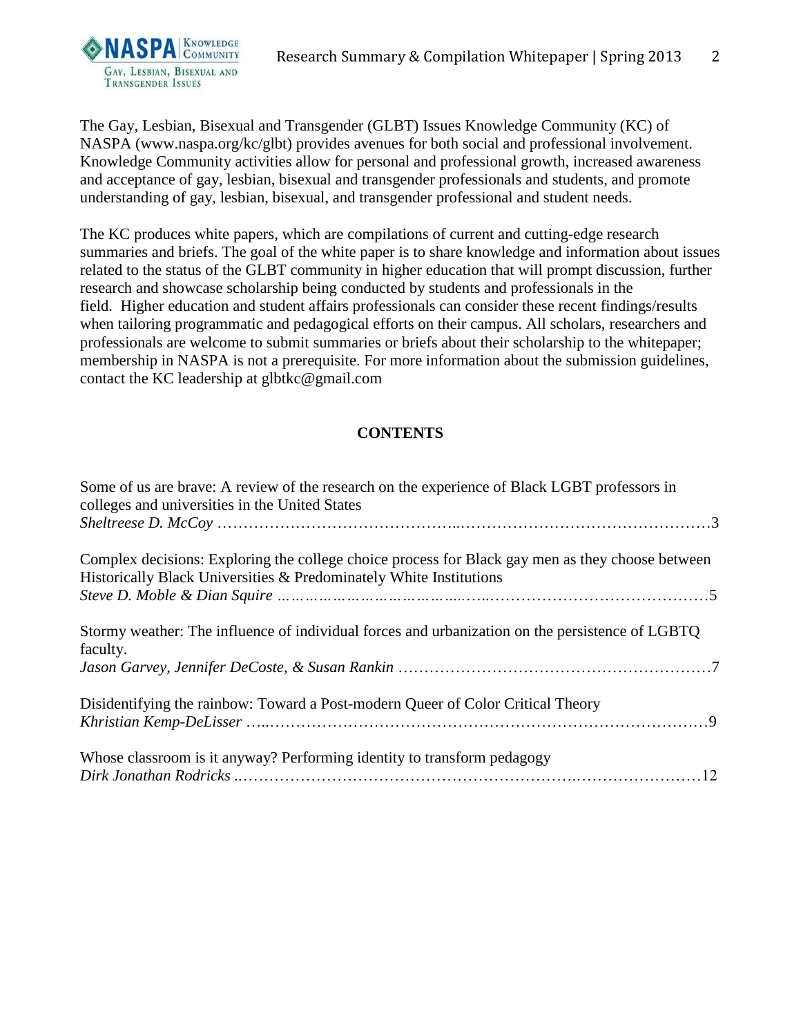The Gay, Lesbian, Bisexual and Transgender (GLBT) Issues Knowledge Community (KC) of NASPA (www.naspa.org/kc/glbt) provides avenues for both social and professional involvement. Knowledge Community activities allow for personal and professional growth, increased awareness and acceptance of gay, lesbian, bisexual and transgender professionals and students, and promote understanding of gay, lesbian, bisexual, and transgender professional and student needs.

The KC produces white papers, which are compilations of current and cutting-edge research summaries and briefs. The goal of the white paper is to share knowledge and information about issues related to the status of the GLBT community in higher education that will prompt discussion, further research and showcase scholarship being conducted by students and professionals in the field. Higher education and student affairs professionals can consider these recent findings/results when tailoring programmatic and pedagogical efforts on their campus. All scholars, researchers and professionals are welcome to submit summaries or briefs about their scholarship to the whitepaper; membership in NASPA is not a prerequisite. For more information about the submission guidelines, contact the KC leadership at glbtkc@gmail.com

**CONTENTS**

Some of us are brave: A review of the research on the experience of Black LGBT professors in colleges and universities in the United States
*Sheltreese D. McCoy* …………………………………………………………………………………3

Complex decisions: Exploring the college choice process for Black gay men as they choose between Historically Black Universities & Predominately White Institutions
*Steve D. Moble & Dian Squire* ……………………………………………………………………5

Stormy weather: The influence of individual forces and urbanization on the persistence of LGBTQ faculty.
*Jason Garvey, Jennifer DeCoste, & Susan Rankin* ………………………………………………7

Disidentifying the rainbow: Toward a Post-modern Queer of Color Critical Theory
*Khristian Kemp-DeLisser* ……………………………………………………………………………9

Whose classroom is it anyway? Performing identity to transform pedagogy
*Dirk Jonathan Rodricks* ………………………………………………………………………………12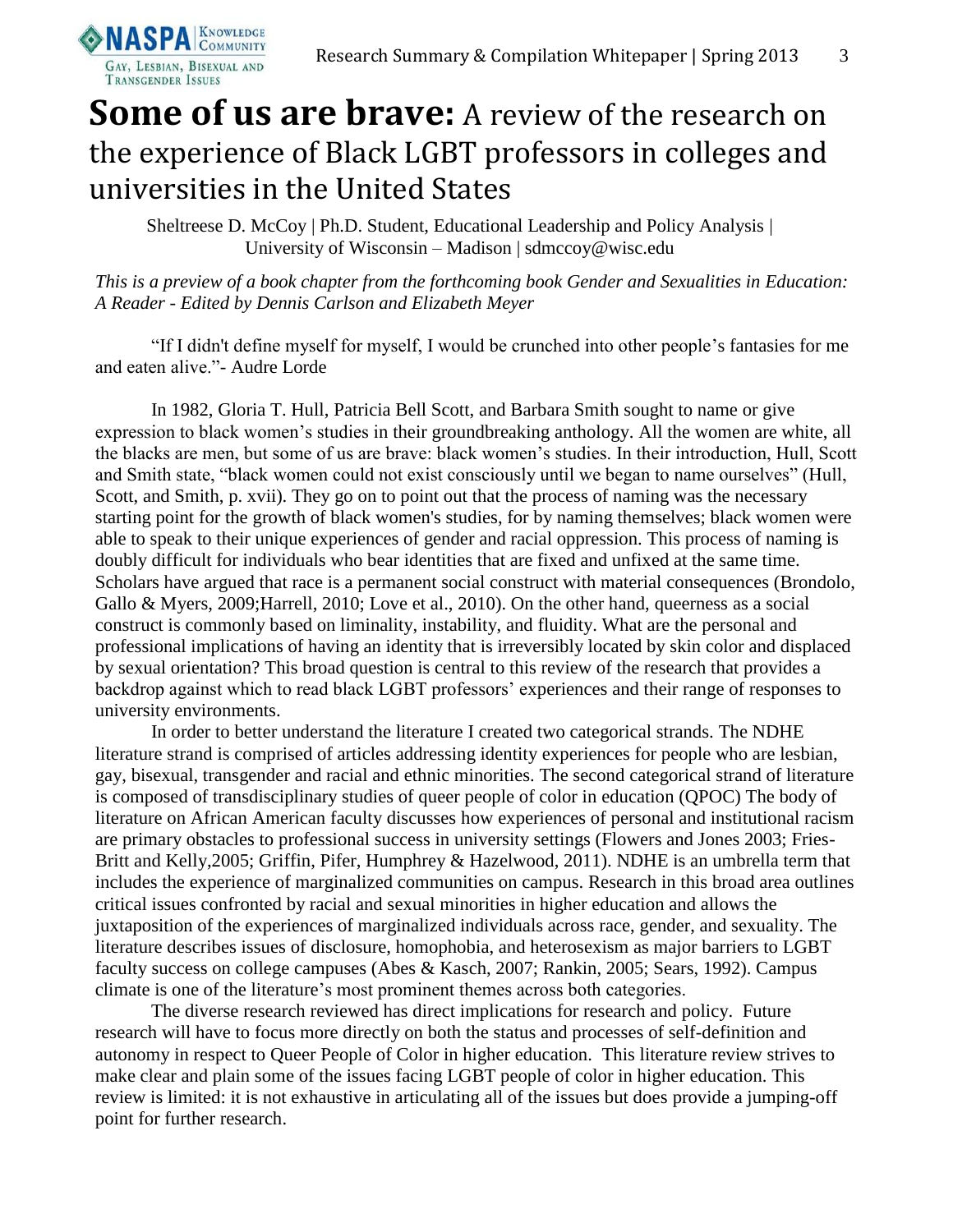# **Some of us are brave:** A review of the research on the experience of Black LGBT professors in colleges and universities in the United States

Sheltreese D. McCoy | Ph.D. Student, Educational Leadership and Policy Analysis | University of Wisconsin – Madison | sdmccoy@wisc.edu

*This is a preview of a book chapter from the forthcoming book Gender and Sexualities in Education: A Reader - Edited by Dennis Carlson and Elizabeth Meyer*

"If I didn't define myself for myself, I would be crunched into other people's fantasies for me and eaten alive."- Audre Lorde

In 1982, Gloria T. Hull, Patricia Bell Scott, and Barbara Smith sought to name or give expression to black women's studies in their groundbreaking anthology. All the women are white, all the blacks are men, but some of us are brave: black women's studies. In their introduction, Hull, Scott and Smith state, "black women could not exist consciously until we began to name ourselves" (Hull, Scott, and Smith, p. xvii). They go on to point out that the process of naming was the necessary starting point for the growth of black women's studies, for by naming themselves; black women were able to speak to their unique experiences of gender and racial oppression. This process of naming is doubly difficult for individuals who bear identities that are fixed and unfixed at the same time. Scholars have argued that race is a permanent social construct with material consequences (Brondolo, Gallo & Myers, 2009;Harrell, 2010; Love et al., 2010). On the other hand, queerness as a social construct is commonly based on liminality, instability, and fluidity. What are the personal and professional implications of having an identity that is irreversibly located by skin color and displaced by sexual orientation? This broad question is central to this review of the research that provides a backdrop against which to read black LGBT professors' experiences and their range of responses to university environments.

In order to better understand the literature I created two categorical strands. The NDHE literature strand is comprised of articles addressing identity experiences for people who are lesbian, gay, bisexual, transgender and racial and ethnic minorities. The second categorical strand of literature is composed of transdisciplinary studies of queer people of color in education (QPOC) The body of literature on African American faculty discusses how experiences of personal and institutional racism are primary obstacles to professional success in university settings (Flowers and Jones 2003; Fries-Britt and Kelly,2005; Griffin, Pifer, Humphrey & Hazelwood, 2011). NDHE is an umbrella term that includes the experience of marginalized communities on campus. Research in this broad area outlines critical issues confronted by racial and sexual minorities in higher education and allows the juxtaposition of the experiences of marginalized individuals across race, gender, and sexuality. The literature describes issues of disclosure, homophobia, and heterosexism as major barriers to LGBT faculty success on college campuses (Abes & Kasch, 2007; Rankin, 2005; Sears, 1992). Campus climate is one of the literature's most prominent themes across both categories.

The diverse research reviewed has direct implications for research and policy. Future research will have to focus more directly on both the status and processes of self-definition and autonomy in respect to Queer People of Color in higher education. This literature review strives to make clear and plain some of the issues facing LGBT people of color in higher education. This review is limited: it is not exhaustive in articulating all of the issues but does provide a jumping-off point for further research.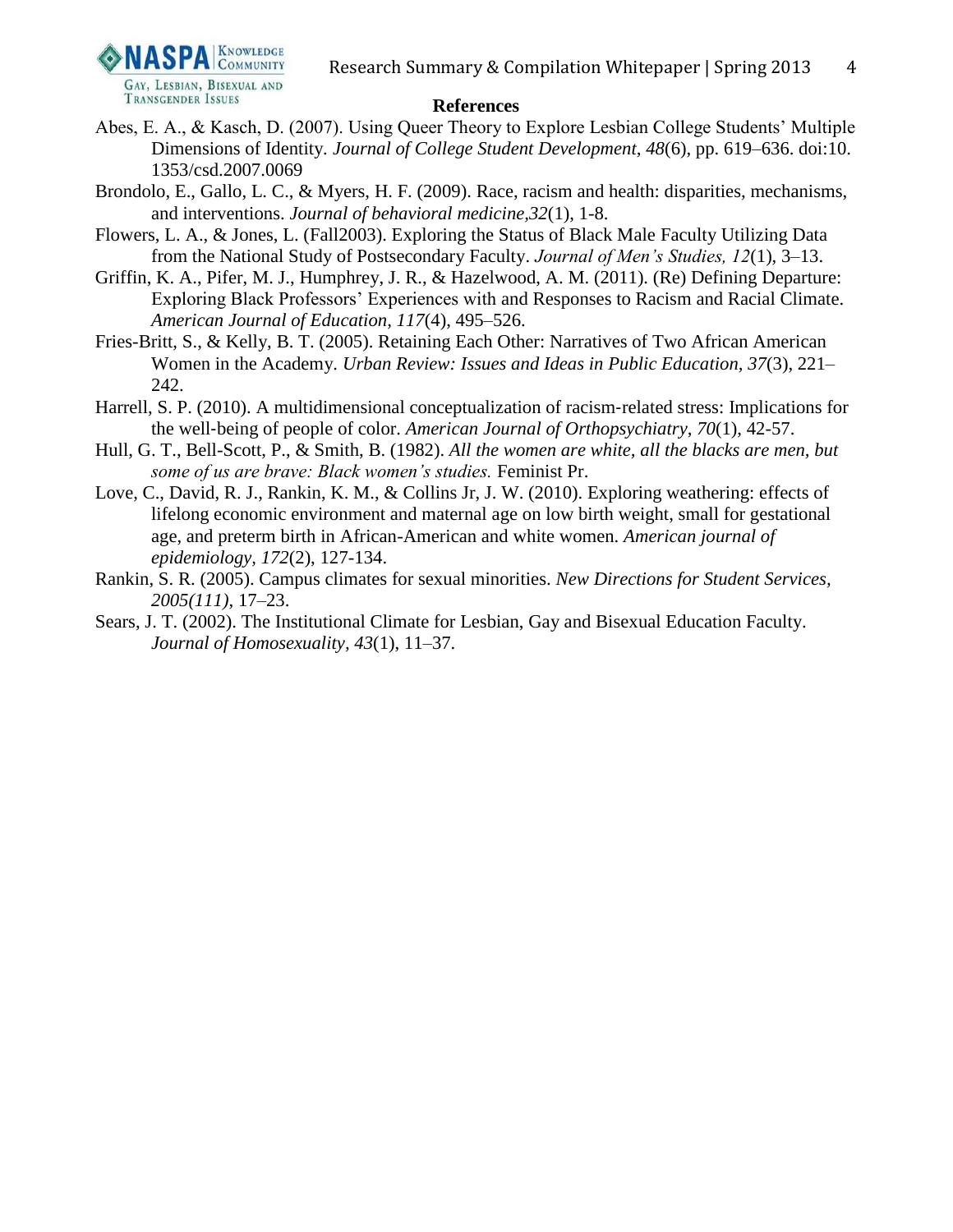## References

Abes, E. A., & Kasch, D. (2007). Using Queer Theory to Explore Lesbian College Students' Multiple Dimensions of Identity. *Journal of College Student Development, 48*(6), pp. 619–636. doi:10. 1353/csd.2007.0069

Brondolo, E., Gallo, L. C., & Myers, H. F. (2009). Race, racism and health: disparities, mechanisms, and interventions. *Journal of behavioral medicine,32*(1), 1-8.

Flowers, L. A., & Jones, L. (Fall2003). Exploring the Status of Black Male Faculty Utilizing Data from the National Study of Postsecondary Faculty. *Journal of Men's Studies, 12*(1), 3–13.

Griffin, K. A., Pifer, M. J., Humphrey, J. R., & Hazelwood, A. M. (2011). (Re) Defining Departure: Exploring Black Professors' Experiences with and Responses to Racism and Racial Climate. *American Journal of Education, 117*(4), 495–526.

Fries-Britt, S., & Kelly, B. T. (2005). Retaining Each Other: Narratives of Two African American Women in the Academy. *Urban Review: Issues and Ideas in Public Education, 37*(3), 221–242.

Harrell, S. P. (2010). A multidimensional conceptualization of racism-related stress: Implications for the well-being of people of color. *American Journal of Orthopsychiatry, 70*(1), 42-57.

Hull, G. T., Bell-Scott, P., & Smith, B. (1982). *All the women are white, all the blacks are men, but some of us are brave: Black women's studies.* Feminist Pr.

Love, C., David, R. J., Rankin, K. M., & Collins Jr, J. W. (2010). Exploring weathering: effects of lifelong economic environment and maternal age on low birth weight, small for gestational age, and preterm birth in African-American and white women. *American journal of epidemiology, 172*(2), 127-134.

Rankin, S. R. (2005). Campus climates for sexual minorities. *New Directions for Student Services, 2005(111)*, 17–23.

Sears, J. T. (2002). The Institutional Climate for Lesbian, Gay and Bisexual Education Faculty. *Journal of Homosexuality, 43*(1), 11–37.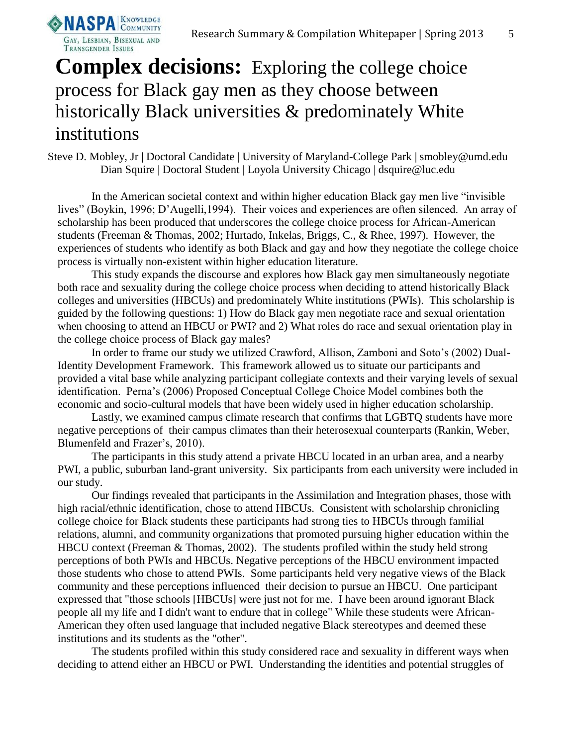# **Complex decisions:** Exploring the college choice process for Black gay men as they choose between historically Black universities & predominately White institutions

Steve D. Mobley, Jr | Doctoral Candidate | University of Maryland-College Park | smobley@umd.edu
Dian Squire | Doctoral Student | Loyola University Chicago | dsquire@luc.edu

In the American societal context and within higher education Black gay men live "invisible lives" (Boykin, 1996; D'Augelli,1994). Their voices and experiences are often silenced. An array of scholarship has been produced that underscores the college choice process for African-American students (Freeman & Thomas, 2002; Hurtado, Inkelas, Briggs, C., & Rhee, 1997). However, the experiences of students who identify as both Black and gay and how they negotiate the college choice process is virtually non-existent within higher education literature.

This study expands the discourse and explores how Black gay men simultaneously negotiate both race and sexuality during the college choice process when deciding to attend historically Black colleges and universities (HBCUs) and predominately White institutions (PWIs). This scholarship is guided by the following questions: 1) How do Black gay men negotiate race and sexual orientation when choosing to attend an HBCU or PWI? and 2) What roles do race and sexual orientation play in the college choice process of Black gay males?

In order to frame our study we utilized Crawford, Allison, Zamboni and Soto's (2002) Dual-Identity Development Framework. This framework allowed us to situate our participants and provided a vital base while analyzing participant collegiate contexts and their varying levels of sexual identification. Perna's (2006) Proposed Conceptual College Choice Model combines both the economic and socio-cultural models that have been widely used in higher education scholarship.

Lastly, we examined campus climate research that confirms that LGBTQ students have more negative perceptions of their campus climates than their heterosexual counterparts (Rankin, Weber, Blumenfeld and Frazer's, 2010).

The participants in this study attend a private HBCU located in an urban area, and a nearby PWI, a public, suburban land-grant university. Six participants from each university were included in our study.

Our findings revealed that participants in the Assimilation and Integration phases, those with high racial/ethnic identification, chose to attend HBCUs. Consistent with scholarship chronicling college choice for Black students these participants had strong ties to HBCUs through familial relations, alumni, and community organizations that promoted pursuing higher education within the HBCU context (Freeman & Thomas, 2002). The students profiled within the study held strong perceptions of both PWIs and HBCUs. Negative perceptions of the HBCU environment impacted those students who chose to attend PWIs. Some participants held very negative views of the Black community and these perceptions influenced their decision to pursue an HBCU. One participant expressed that "those schools [HBCUs] were just not for me. I have been around ignorant Black people all my life and I didn't want to endure that in college" While these students were African-American they often used language that included negative Black stereotypes and deemed these institutions and its students as the "other".

The students profiled within this study considered race and sexuality in different ways when deciding to attend either an HBCU or PWI. Understanding the identities and potential struggles of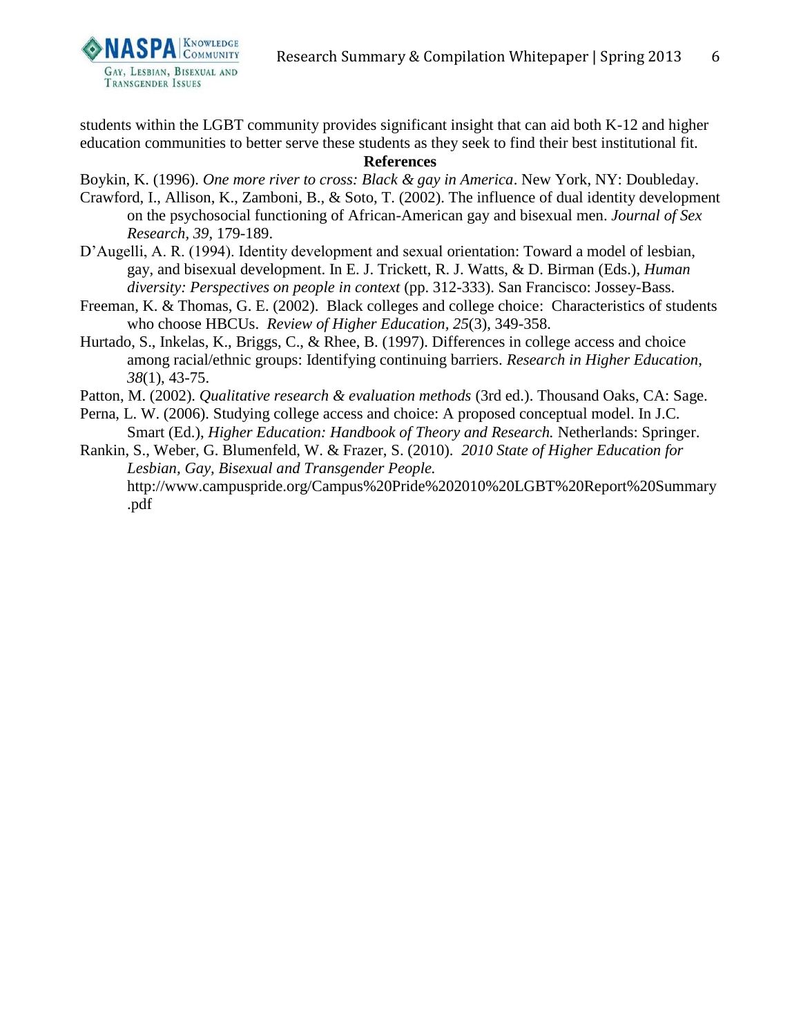students within the LGBT community provides significant insight that can aid both K-12 and higher education communities to better serve these students as they seek to find their best institutional fit.

**References**

Boykin, K. (1996). *One more river to cross: Black & gay in America*. New York, NY: Doubleday.

Crawford, I., Allison, K., Zamboni, B., & Soto, T. (2002). The influence of dual identity development on the psychosocial functioning of African-American gay and bisexual men. *Journal of Sex Research*, *39*, 179-189.

D'Augelli, A. R. (1994). Identity development and sexual orientation: Toward a model of lesbian, gay, and bisexual development. In E. J. Trickett, R. J. Watts, & D. Birman (Eds.), *Human diversity: Perspectives on people in context* (pp. 312-333). San Francisco: Jossey-Bass.

Freeman, K. & Thomas, G. E. (2002). Black colleges and college choice: Characteristics of students who choose HBCUs. *Review of Higher Education*, *25*(3), 349-358.

Hurtado, S., Inkelas, K., Briggs, C., & Rhee, B. (1997). Differences in college access and choice among racial/ethnic groups: Identifying continuing barriers. *Research in Higher Education*, *38*(1), 43-75.

Patton, M. (2002). *Qualitative research & evaluation methods* (3rd ed.). Thousand Oaks, CA: Sage.

Perna, L. W. (2006). Studying college access and choice: A proposed conceptual model. In J.C. Smart (Ed.), *Higher Education: Handbook of Theory and Research.* Netherlands: Springer.

Rankin, S., Weber, G. Blumenfeld, W. & Frazer, S. (2010). *2010 State of Higher Education for Lesbian, Gay, Bisexual and Transgender People.* http://www.campuspride.org/Campus%20Pride%202010%20LGBT%20Report%20Summary.pdf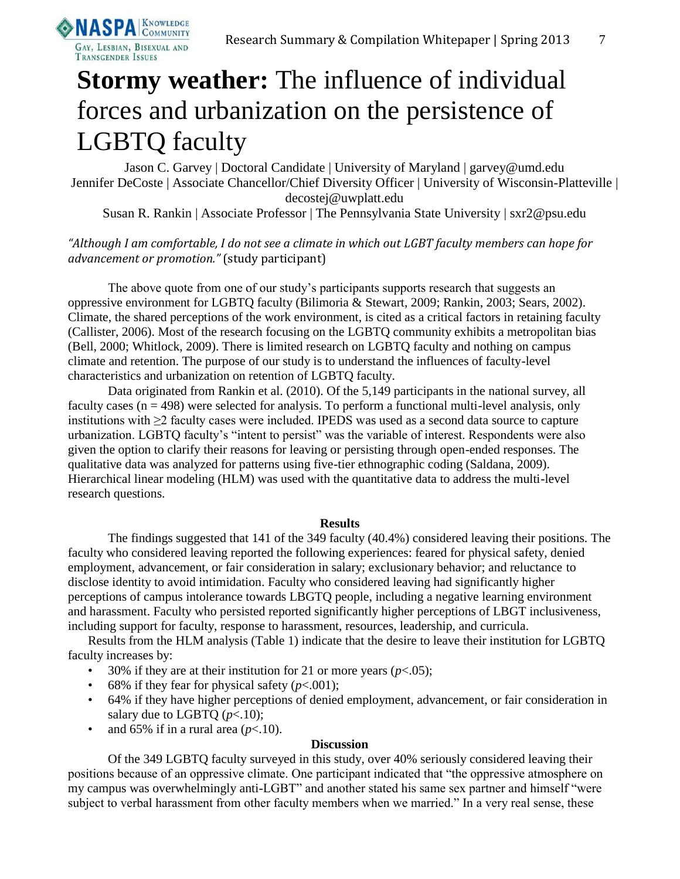# **Stormy weather:** The influence of individual forces and urbanization on the persistence of LGBTQ faculty

Jason C. Garvey | Doctoral Candidate | University of Maryland | garvey@umd.edu
Jennifer DeCoste | Associate Chancellor/Chief Diversity Officer | University of Wisconsin-Platteville | decostej@uwplatt.edu
Susan R. Rankin | Associate Professor | The Pennsylvania State University | sxr2@psu.edu

*"Although I am comfortable, I do not see a climate in which out LGBT faculty members can hope for advancement or promotion."* (study participant)

The above quote from one of our study's participants supports research that suggests an oppressive environment for LGBTQ faculty (Bilimoria & Stewart, 2009; Rankin, 2003; Sears, 2002). Climate, the shared perceptions of the work environment, is cited as a critical factors in retaining faculty (Callister, 2006). Most of the research focusing on the LGBTQ community exhibits a metropolitan bias (Bell, 2000; Whitlock, 2009). There is limited research on LGBTQ faculty and nothing on campus climate and retention. The purpose of our study is to understand the influences of faculty-level characteristics and urbanization on retention of LGBTQ faculty.

Data originated from Rankin et al. (2010). Of the 5,149 participants in the national survey, all faculty cases (n = 498) were selected for analysis. To perform a functional multi-level analysis, only institutions with ≥2 faculty cases were included. IPEDS was used as a second data source to capture urbanization. LGBTQ faculty's "intent to persist" was the variable of interest. Respondents were also given the option to clarify their reasons for leaving or persisting through open-ended responses. The qualitative data was analyzed for patterns using five-tier ethnographic coding (Saldana, 2009). Hierarchical linear modeling (HLM) was used with the quantitative data to address the multi-level research questions.

### Results

The findings suggested that 141 of the 349 faculty (40.4%) considered leaving their positions. The faculty who considered leaving reported the following experiences: feared for physical safety, denied employment, advancement, or fair consideration in salary; exclusionary behavior; and reluctance to disclose identity to avoid intimidation. Faculty who considered leaving had significantly higher perceptions of campus intolerance towards LBGTQ people, including a negative learning environment and harassment. Faculty who persisted reported significantly higher perceptions of LBGT inclusiveness, including support for faculty, response to harassment, resources, leadership, and curricula.

Results from the HLM analysis (Table 1) indicate that the desire to leave their institution for LGBTQ faculty increases by:

- 30% if they are at their institution for 21 or more years ($p<.05$);
- 68% if they fear for physical safety ($p<.001$);
- 64% if they have higher perceptions of denied employment, advancement, or fair consideration in salary due to LGBTQ ($p<.10$);
- and 65% if in a rural area ($p<.10$).

### Discussion

Of the 349 LGBTQ faculty surveyed in this study, over 40% seriously considered leaving their positions because of an oppressive climate. One participant indicated that "the oppressive atmosphere on my campus was overwhelmingly anti-LGBT" and another stated his same sex partner and himself "were subject to verbal harassment from other faculty members when we married." In a very real sense, these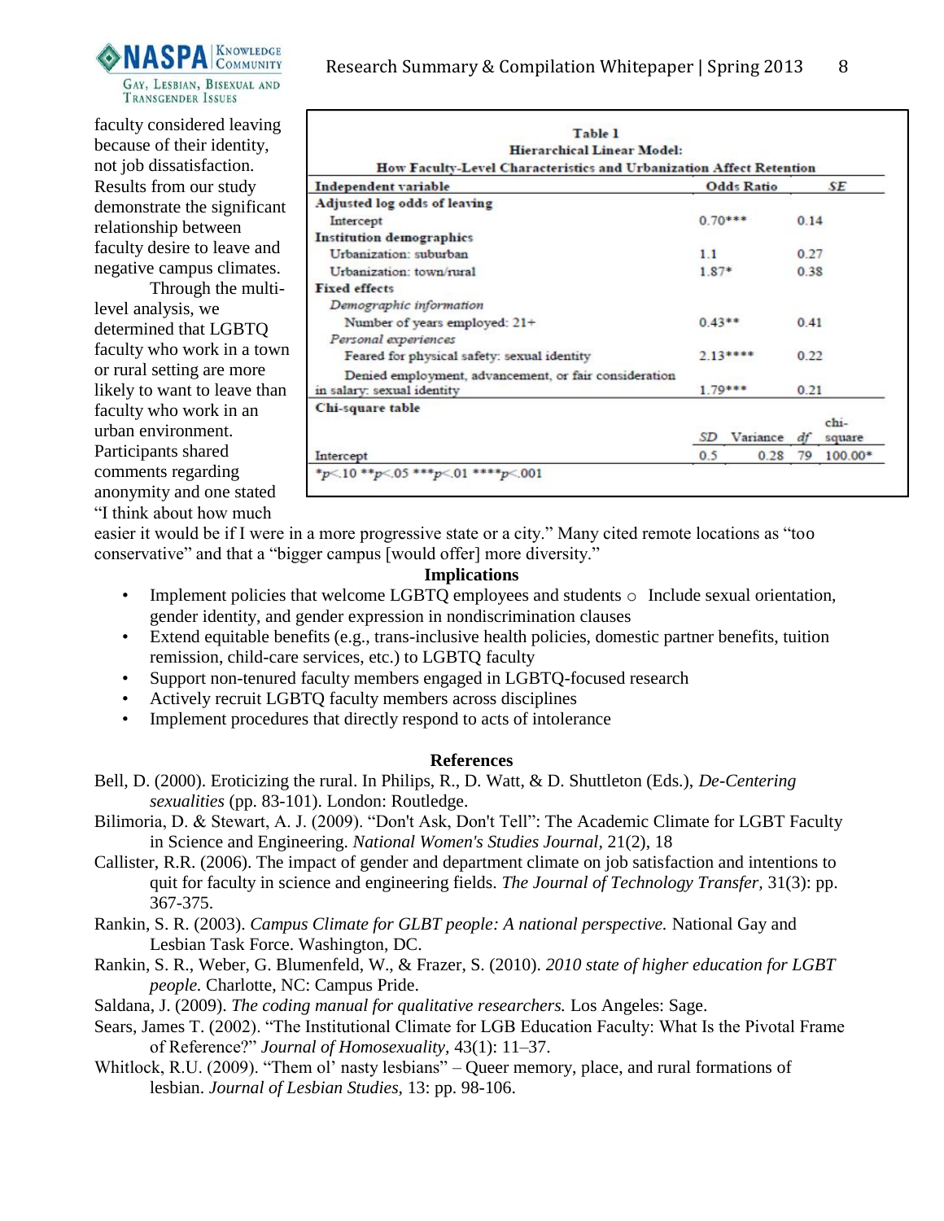faculty considered leaving because of their identity, not job dissatisfaction. Results from our study demonstrate the significant relationship between faculty desire to leave and negative campus climates.

Through the multi-level analysis, we determined that LGBTQ faculty who work in a town or rural setting are more likely to want to leave than faculty who work in an urban environment. Participants shared comments regarding anonymity and one stated "I think about how much easier it would be if I were in a more progressive state or a city." Many cited remote locations as "too conservative" and that a "bigger campus [would offer] more diversity."

**Table 1**
**Hierarchical Linear Model:**
**How Faculty-Level Characteristics and Urbanization Affect Retention**

| **Independent variable** | **Odds Ratio** | *SE* | | |
|---|---|---|---|---|
| **Adjusted log odds of leaving** | | | | |
| Intercept | 0.70*** | 0.14 | | |
| **Institution demographics** | | | | |
| Urbanization: suburban | 1.1 | 0.27 | | |
| Urbanization: town/rural | 1.87* | 0.38 | | |
| **Fixed effects** | | | | |
| *Demographic information* | | | | |
| Number of years employed: 21+ | 0.43** | 0.41 | | |
| *Personal experiences* | | | | |
| Feared for physical safety: sexual identity | 2.13**** | 0.22 | | |
| Denied employment, advancement, or fair consideration in salary: sexual identity | 1.79*** | 0.21 | | |
| **Chi-square table** | | | | |
| | *SD* | Variance | *df* | chi-square |
| Intercept | 0.5 | 0.28 | 79 | 100.00* |

*$p$<.10 **$p$<.05 ***$p$<.01 ****$p$<.001

## Implications

- Implement policies that welcome LGBTQ employees and students ○ Include sexual orientation, gender identity, and gender expression in nondiscrimination clauses
- Extend equitable benefits (e.g., trans-inclusive health policies, domestic partner benefits, tuition remission, child-care services, etc.) to LGBTQ faculty
- Support non-tenured faculty members engaged in LGBTQ-focused research
- Actively recruit LGBTQ faculty members across disciplines
- Implement procedures that directly respond to acts of intolerance

## References

Bell, D. (2000). Eroticizing the rural. In Philips, R., D. Watt, & D. Shuttleton (Eds.), *De-Centering sexualities* (pp. 83-101). London: Routledge.

Bilimoria, D. & Stewart, A. J. (2009). "Don't Ask, Don't Tell": The Academic Climate for LGBT Faculty in Science and Engineering. *National Women's Studies Journal*, 21(2), 18

Callister, R.R. (2006). The impact of gender and department climate on job satisfaction and intentions to quit for faculty in science and engineering fields. *The Journal of Technology Transfer*, 31(3): pp. 367-375.

Rankin, S. R. (2003). *Campus Climate for GLBT people: A national perspective.* National Gay and Lesbian Task Force. Washington, DC.

Rankin, S. R., Weber, G. Blumenfeld, W., & Frazer, S. (2010). *2010 state of higher education for LGBT people.* Charlotte, NC: Campus Pride.

Saldana, J. (2009). *The coding manual for qualitative researchers.* Los Angeles: Sage.

Sears, James T. (2002). "The Institutional Climate for LGB Education Faculty: What Is the Pivotal Frame of Reference?" *Journal of Homosexuality*, 43(1): 11–37.

Whitlock, R.U. (2009). "Them ol' nasty lesbians" – Queer memory, place, and rural formations of lesbian. *Journal of Lesbian Studies*, 13: pp. 98-106.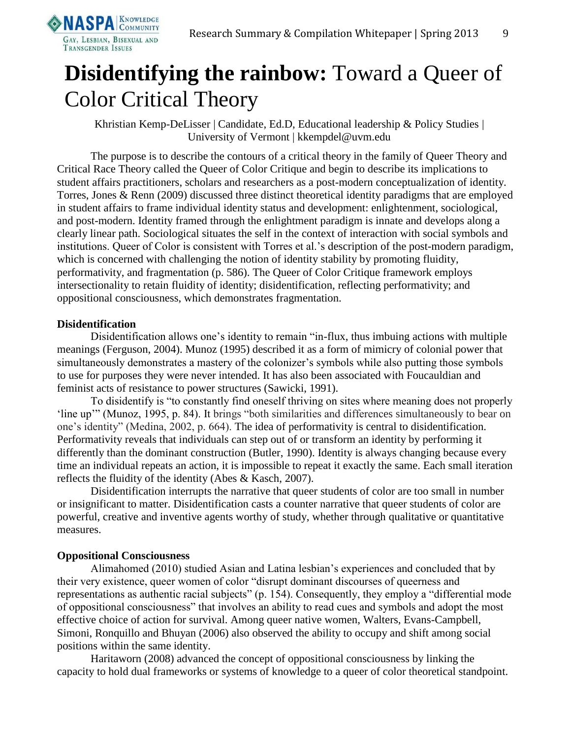# **Disidentifying the rainbow:** Toward a Queer of Color Critical Theory

Khristian Kemp-DeLisser | Candidate, Ed.D, Educational leadership & Policy Studies | University of Vermont | kkempdel@uvm.edu

The purpose is to describe the contours of a critical theory in the family of Queer Theory and Critical Race Theory called the Queer of Color Critique and begin to describe its implications to student affairs practitioners, scholars and researchers as a post-modern conceptualization of identity. Torres, Jones & Renn (2009) discussed three distinct theoretical identity paradigms that are employed in student affairs to frame individual identity status and development: enlightenment, sociological, and post-modern. Identity framed through the enlightment paradigm is innate and develops along a clearly linear path. Sociological situates the self in the context of interaction with social symbols and institutions. Queer of Color is consistent with Torres et al.'s description of the post-modern paradigm, which is concerned with challenging the notion of identity stability by promoting fluidity, performativity, and fragmentation (p. 586). The Queer of Color Critique framework employs intersectionality to retain fluidity of identity; disidentification, reflecting performativity; and oppositional consciousness, which demonstrates fragmentation.

**Disidentification**

Disidentification allows one's identity to remain "in-flux, thus imbuing actions with multiple meanings (Ferguson, 2004). Munoz (1995) described it as a form of mimicry of colonial power that simultaneously demonstrates a mastery of the colonizer's symbols while also putting those symbols to use for purposes they were never intended. It has also been associated with Foucauldian and feminist acts of resistance to power structures (Sawicki, 1991).

To disidentify is "to constantly find oneself thriving on sites where meaning does not properly 'line up'" (Munoz, 1995, p. 84). It brings "both similarities and differences simultaneously to bear on one's identity" (Medina, 2002, p. 664). The idea of performativity is central to disidentification. Performativity reveals that individuals can step out of or transform an identity by performing it differently than the dominant construction (Butler, 1990). Identity is always changing because every time an individual repeats an action, it is impossible to repeat it exactly the same. Each small iteration reflects the fluidity of the identity (Abes & Kasch, 2007).

Disidentification interrupts the narrative that queer students of color are too small in number or insignificant to matter. Disidentification casts a counter narrative that queer students of color are powerful, creative and inventive agents worthy of study, whether through qualitative or quantitative measures.

**Oppositional Consciousness**

Alimahomed (2010) studied Asian and Latina lesbian's experiences and concluded that by their very existence, queer women of color "disrupt dominant discourses of queerness and representations as authentic racial subjects" (p. 154). Consequently, they employ a "differential mode of oppositional consciousness" that involves an ability to read cues and symbols and adopt the most effective choice of action for survival. Among queer native women, Walters, Evans-Campbell, Simoni, Ronquillo and Bhuyan (2006) also observed the ability to occupy and shift among social positions within the same identity.

Haritaworn (2008) advanced the concept of oppositional consciousness by linking the capacity to hold dual frameworks or systems of knowledge to a queer of color theoretical standpoint.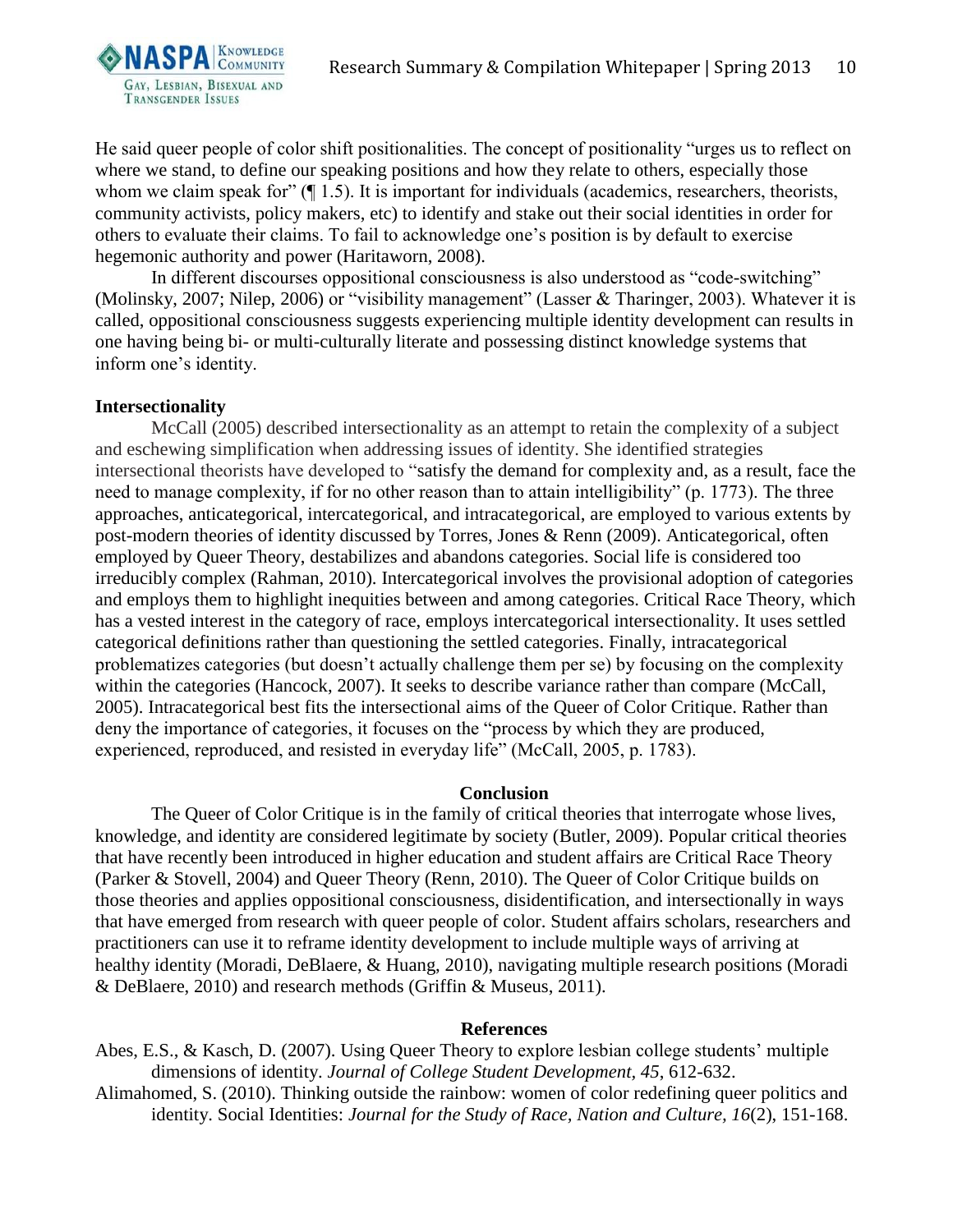He said queer people of color shift positionalities. The concept of positionality "urges us to reflect on where we stand, to define our speaking positions and how they relate to others, especially those whom we claim speak for" (¶ 1.5). It is important for individuals (academics, researchers, theorists, community activists, policy makers, etc) to identify and stake out their social identities in order for others to evaluate their claims. To fail to acknowledge one's position is by default to exercise hegemonic authority and power (Haritaworn, 2008).

In different discourses oppositional consciousness is also understood as "code-switching" (Molinsky, 2007; Nilep, 2006) or "visibility management" (Lasser & Tharinger, 2003). Whatever it is called, oppositional consciousness suggests experiencing multiple identity development can results in one having being bi- or multi-culturally literate and possessing distinct knowledge systems that inform one's identity.

**Intersectionality**

McCall (2005) described intersectionality as an attempt to retain the complexity of a subject and eschewing simplification when addressing issues of identity. She identified strategies intersectional theorists have developed to "satisfy the demand for complexity and, as a result, face the need to manage complexity, if for no other reason than to attain intelligibility" (p. 1773). The three approaches, anticategorical, intercategorical, and intracategorical, are employed to various extents by post-modern theories of identity discussed by Torres, Jones & Renn (2009). Anticategorical, often employed by Queer Theory, destabilizes and abandons categories. Social life is considered too irreducibly complex (Rahman, 2010). Intercategorical involves the provisional adoption of categories and employs them to highlight inequities between and among categories. Critical Race Theory, which has a vested interest in the category of race, employs intercategorical intersectionality. It uses settled categorical definitions rather than questioning the settled categories. Finally, intracategorical problematizes categories (but doesn't actually challenge them per se) by focusing on the complexity within the categories (Hancock, 2007). It seeks to describe variance rather than compare (McCall, 2005). Intracategorical best fits the intersectional aims of the Queer of Color Critique. Rather than deny the importance of categories, it focuses on the "process by which they are produced, experienced, reproduced, and resisted in everyday life" (McCall, 2005, p. 1783).

## Conclusion

The Queer of Color Critique is in the family of critical theories that interrogate whose lives, knowledge, and identity are considered legitimate by society (Butler, 2009). Popular critical theories that have recently been introduced in higher education and student affairs are Critical Race Theory (Parker & Stovell, 2004) and Queer Theory (Renn, 2010). The Queer of Color Critique builds on those theories and applies oppositional consciousness, disidentification, and intersectionally in ways that have emerged from research with queer people of color. Student affairs scholars, researchers and practitioners can use it to reframe identity development to include multiple ways of arriving at healthy identity (Moradi, DeBlaere, & Huang, 2010), navigating multiple research positions (Moradi & DeBlaere, 2010) and research methods (Griffin & Museus, 2011).

## References

Abes, E.S., & Kasch, D. (2007). Using Queer Theory to explore lesbian college students' multiple dimensions of identity. *Journal of College Student Development, 45*, 612-632.

Alimahomed, S. (2010). Thinking outside the rainbow: women of color redefining queer politics and identity. Social Identities: *Journal for the Study of Race, Nation and Culture, 16*(2), 151-168.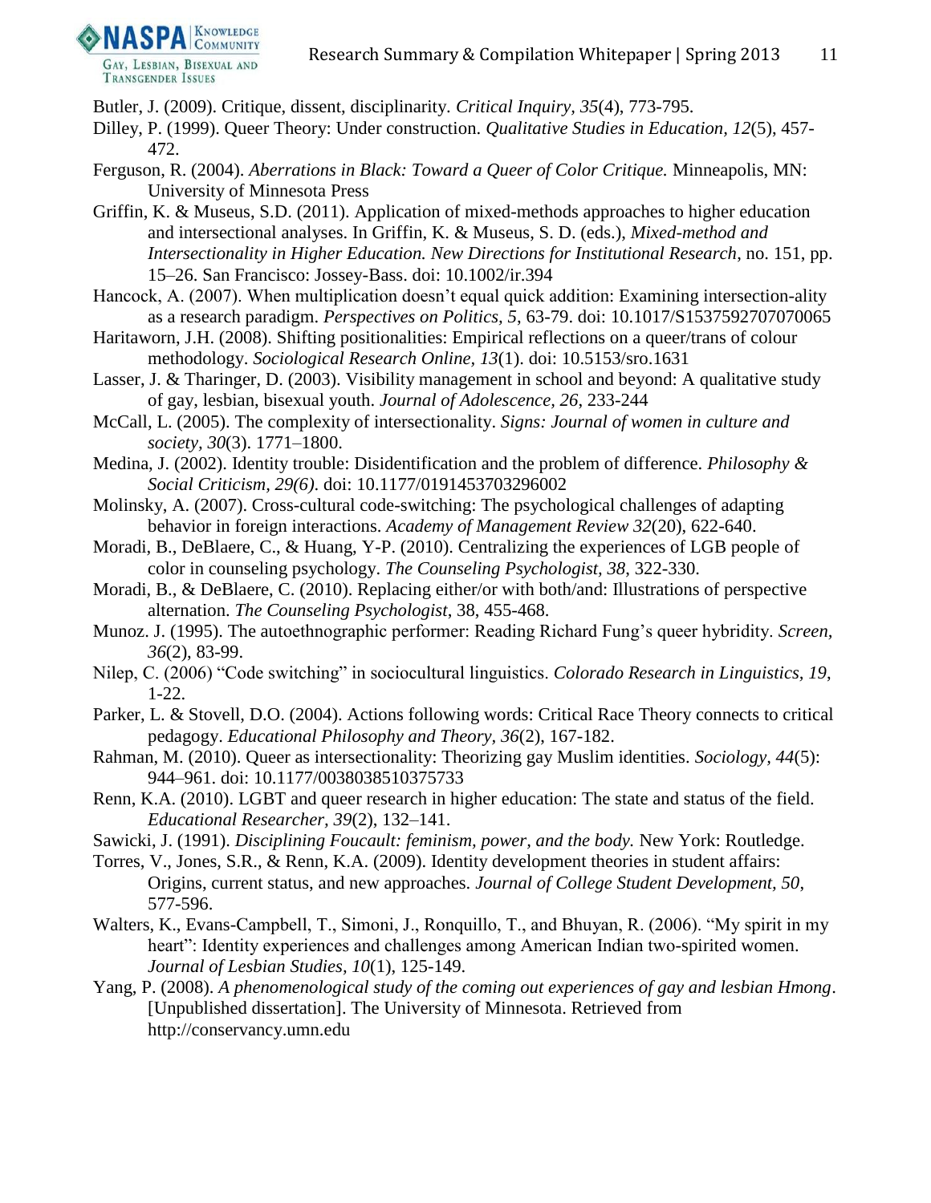Butler, J. (2009). Critique, dissent, disciplinarity. *Critical Inquiry, 35*(4), 773-795.

Dilley, P. (1999). Queer Theory: Under construction. *Qualitative Studies in Education, 12*(5), 457-472.

Ferguson, R. (2004). *Aberrations in Black: Toward a Queer of Color Critique.* Minneapolis, MN: University of Minnesota Press

Griffin, K. & Museus, S.D. (2011). Application of mixed-methods approaches to higher education and intersectional analyses. In Griffin, K. & Museus, S. D. (eds.), *Mixed-method and Intersectionality in Higher Education. New Directions for Institutional Research*, no. 151, pp. 15–26. San Francisco: Jossey-Bass. doi: 10.1002/ir.394

Hancock, A. (2007). When multiplication doesn't equal quick addition: Examining intersection-ality as a research paradigm. *Perspectives on Politics, 5*, 63-79. doi: 10.1017/S1537592707070065

Haritaworn, J.H. (2008). Shifting positionalities: Empirical reflections on a queer/trans of colour methodology. *Sociological Research Online, 13*(1). doi: 10.5153/sro.1631

Lasser, J. & Tharinger, D. (2003). Visibility management in school and beyond: A qualitative study of gay, lesbian, bisexual youth. *Journal of Adolescence, 26*, 233-244

McCall, L. (2005). The complexity of intersectionality. *Signs: Journal of women in culture and society, 30*(3). 1771–1800.

Medina, J. (2002). Identity trouble: Disidentification and the problem of difference. *Philosophy & Social Criticism, 29(6)*. doi: 10.1177/0191453703296002

Molinsky, A. (2007). Cross-cultural code-switching: The psychological challenges of adapting behavior in foreign interactions. *Academy of Management Review 32*(20), 622-640.

Moradi, B., DeBlaere, C., & Huang, Y-P. (2010). Centralizing the experiences of LGB people of color in counseling psychology. *The Counseling Psychologist, 38*, 322-330.

Moradi, B., & DeBlaere, C. (2010). Replacing either/or with both/and: Illustrations of perspective alternation. *The Counseling Psychologist*, 38, 455-468.

Munoz. J. (1995). The autoethnographic performer: Reading Richard Fung's queer hybridity. *Screen, 36*(2), 83-99.

Nilep, C. (2006) "Code switching" in sociocultural linguistics. *Colorado Research in Linguistics, 19*, 1-22.

Parker, L. & Stovell, D.O. (2004). Actions following words: Critical Race Theory connects to critical pedagogy. *Educational Philosophy and Theory, 36*(2), 167-182.

Rahman, M. (2010). Queer as intersectionality: Theorizing gay Muslim identities. *Sociology, 44*(5): 944–961. doi: 10.1177/0038038510375733

Renn, K.A. (2010). LGBT and queer research in higher education: The state and status of the field. *Educational Researcher, 39*(2), 132–141.

Sawicki, J. (1991). *Disciplining Foucault: feminism, power, and the body.* New York: Routledge.

Torres, V., Jones, S.R., & Renn, K.A. (2009). Identity development theories in student affairs: Origins, current status, and new approaches. *Journal of College Student Development, 50*, 577-596.

Walters, K., Evans-Campbell, T., Simoni, J., Ronquillo, T., and Bhuyan, R. (2006). "My spirit in my heart": Identity experiences and challenges among American Indian two-spirited women. *Journal of Lesbian Studies, 10*(1), 125-149.

Yang, P. (2008). *A phenomenological study of the coming out experiences of gay and lesbian Hmong*. [Unpublished dissertation]. The University of Minnesota. Retrieved from http://conservancy.umn.edu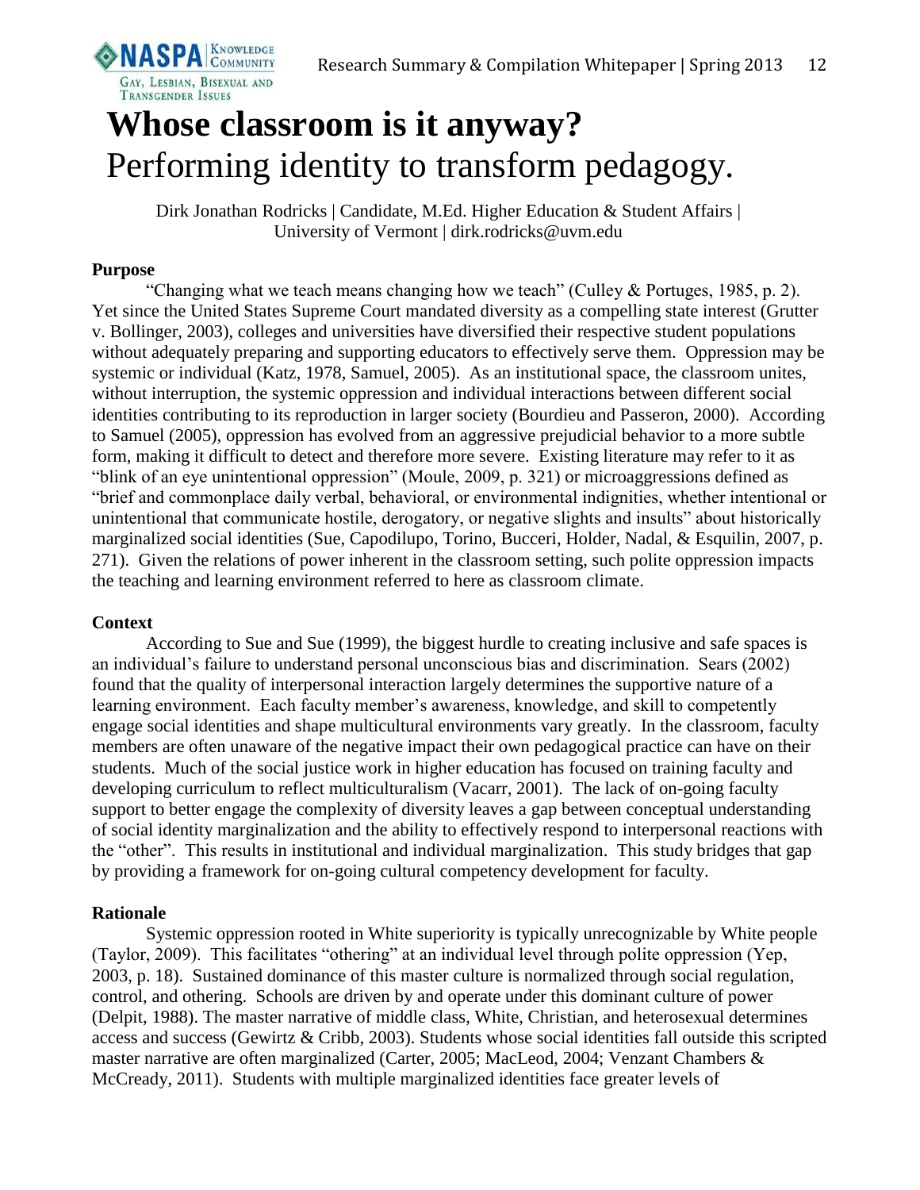# Whose classroom is it anyway?

## Performing identity to transform pedagogy.

Dirk Jonathan Rodricks | Candidate, M.Ed. Higher Education & Student Affairs | University of Vermont | dirk.rodricks@uvm.edu

**Purpose**

"Changing what we teach means changing how we teach" (Culley & Portuges, 1985, p. 2). Yet since the United States Supreme Court mandated diversity as a compelling state interest (Grutter v. Bollinger, 2003), colleges and universities have diversified their respective student populations without adequately preparing and supporting educators to effectively serve them. Oppression may be systemic or individual (Katz, 1978, Samuel, 2005). As an institutional space, the classroom unites, without interruption, the systemic oppression and individual interactions between different social identities contributing to its reproduction in larger society (Bourdieu and Passeron, 2000). According to Samuel (2005), oppression has evolved from an aggressive prejudicial behavior to a more subtle form, making it difficult to detect and therefore more severe. Existing literature may refer to it as "blink of an eye unintentional oppression" (Moule, 2009, p. 321) or microaggressions defined as "brief and commonplace daily verbal, behavioral, or environmental indignities, whether intentional or unintentional that communicate hostile, derogatory, or negative slights and insults" about historically marginalized social identities (Sue, Capodilupo, Torino, Bucceri, Holder, Nadal, & Esquilin, 2007, p. 271). Given the relations of power inherent in the classroom setting, such polite oppression impacts the teaching and learning environment referred to here as classroom climate.

**Context**

According to Sue and Sue (1999), the biggest hurdle to creating inclusive and safe spaces is an individual's failure to understand personal unconscious bias and discrimination. Sears (2002) found that the quality of interpersonal interaction largely determines the supportive nature of a learning environment. Each faculty member's awareness, knowledge, and skill to competently engage social identities and shape multicultural environments vary greatly. In the classroom, faculty members are often unaware of the negative impact their own pedagogical practice can have on their students. Much of the social justice work in higher education has focused on training faculty and developing curriculum to reflect multiculturalism (Vacarr, 2001). The lack of on-going faculty support to better engage the complexity of diversity leaves a gap between conceptual understanding of social identity marginalization and the ability to effectively respond to interpersonal reactions with the "other". This results in institutional and individual marginalization. This study bridges that gap by providing a framework for on-going cultural competency development for faculty.

**Rationale**

Systemic oppression rooted in White superiority is typically unrecognizable by White people (Taylor, 2009). This facilitates "othering" at an individual level through polite oppression (Yep, 2003, p. 18). Sustained dominance of this master culture is normalized through social regulation, control, and othering. Schools are driven by and operate under this dominant culture of power (Delpit, 1988). The master narrative of middle class, White, Christian, and heterosexual determines access and success (Gewirtz & Cribb, 2003). Students whose social identities fall outside this scripted master narrative are often marginalized (Carter, 2005; MacLeod, 2004; Venzant Chambers & McCready, 2011). Students with multiple marginalized identities face greater levels of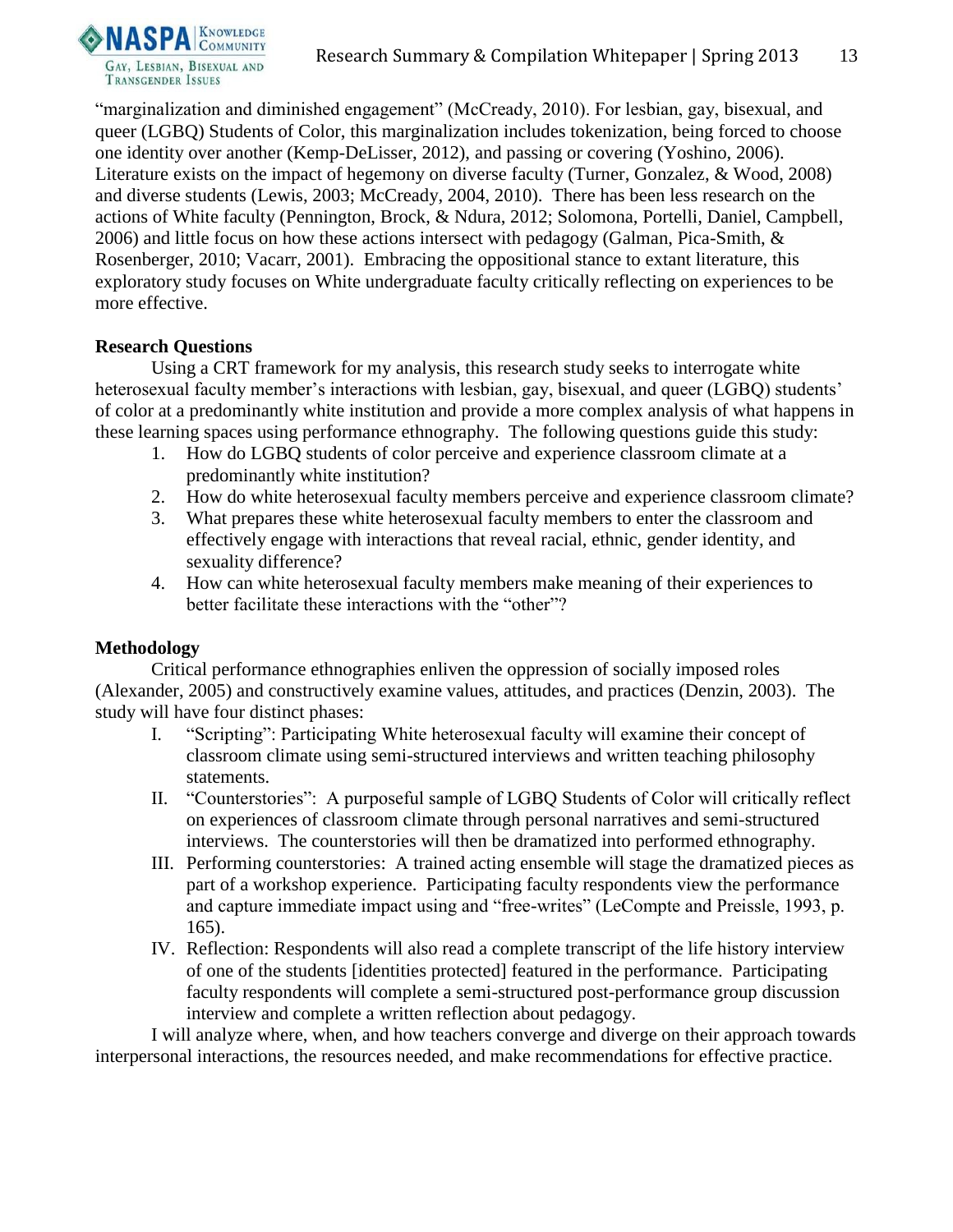"marginalization and diminished engagement" (McCready, 2010). For lesbian, gay, bisexual, and queer (LGBQ) Students of Color, this marginalization includes tokenization, being forced to choose one identity over another (Kemp-DeLisser, 2012), and passing or covering (Yoshino, 2006). Literature exists on the impact of hegemony on diverse faculty (Turner, Gonzalez, & Wood, 2008) and diverse students (Lewis, 2003; McCready, 2004, 2010). There has been less research on the actions of White faculty (Pennington, Brock, & Ndura, 2012; Solomona, Portelli, Daniel, Campbell, 2006) and little focus on how these actions intersect with pedagogy (Galman, Pica-Smith, & Rosenberger, 2010; Vacarr, 2001). Embracing the oppositional stance to extant literature, this exploratory study focuses on White undergraduate faculty critically reflecting on experiences to be more effective.

**Research Questions**

Using a CRT framework for my analysis, this research study seeks to interrogate white heterosexual faculty member's interactions with lesbian, gay, bisexual, and queer (LGBQ) students' of color at a predominantly white institution and provide a more complex analysis of what happens in these learning spaces using performance ethnography. The following questions guide this study:

1. How do LGBQ students of color perceive and experience classroom climate at a predominantly white institution?
2. How do white heterosexual faculty members perceive and experience classroom climate?
3. What prepares these white heterosexual faculty members to enter the classroom and effectively engage with interactions that reveal racial, ethnic, gender identity, and sexuality difference?
4. How can white heterosexual faculty members make meaning of their experiences to better facilitate these interactions with the "other"?

**Methodology**

Critical performance ethnographies enliven the oppression of socially imposed roles (Alexander, 2005) and constructively examine values, attitudes, and practices (Denzin, 2003). The study will have four distinct phases:

I. "Scripting": Participating White heterosexual faculty will examine their concept of classroom climate using semi-structured interviews and written teaching philosophy statements.

II. "Counterstories": A purposeful sample of LGBQ Students of Color will critically reflect on experiences of classroom climate through personal narratives and semi-structured interviews. The counterstories will then be dramatized into performed ethnography.

III. Performing counterstories: A trained acting ensemble will stage the dramatized pieces as part of a workshop experience. Participating faculty respondents view the performance and capture immediate impact using and "free-writes" (LeCompte and Preissle, 1993, p. 165).

IV. Reflection: Respondents will also read a complete transcript of the life history interview of one of the students [identities protected] featured in the performance. Participating faculty respondents will complete a semi-structured post-performance group discussion interview and complete a written reflection about pedagogy.

I will analyze where, when, and how teachers converge and diverge on their approach towards interpersonal interactions, the resources needed, and make recommendations for effective practice.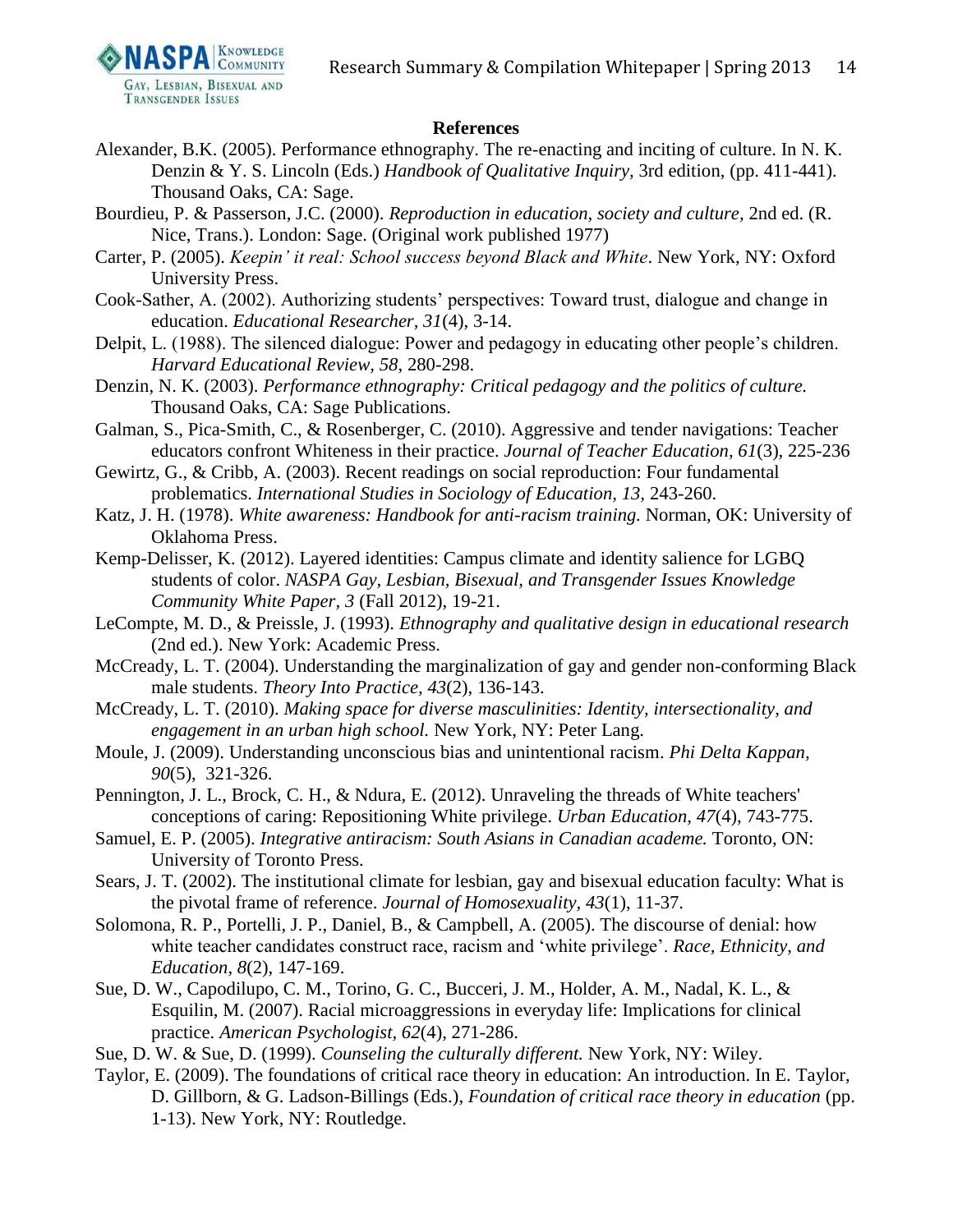**References**

Alexander, B.K. (2005). Performance ethnography. The re-enacting and inciting of culture. In N. K. Denzin & Y. S. Lincoln (Eds.) *Handbook of Qualitative Inquiry*, 3rd edition, (pp. 411-441). Thousand Oaks, CA: Sage.

Bourdieu, P. & Passerson, J.C. (2000). *Reproduction in education, society and culture*, 2nd ed. (R. Nice, Trans.). London: Sage. (Original work published 1977)

Carter, P. (2005). *Keepin' it real: School success beyond Black and White*. New York, NY: Oxford University Press.

Cook-Sather, A. (2002). Authorizing students' perspectives: Toward trust, dialogue and change in education. *Educational Researcher, 31*(4), 3-14.

Delpit, L. (1988). The silenced dialogue: Power and pedagogy in educating other people's children. *Harvard Educational Review, 58*, 280-298.

Denzin, N. K. (2003). *Performance ethnography: Critical pedagogy and the politics of culture.* Thousand Oaks, CA: Sage Publications.

Galman, S., Pica-Smith, C., & Rosenberger, C. (2010). Aggressive and tender navigations: Teacher educators confront Whiteness in their practice. *Journal of Teacher Education, 61*(3), 225-236

Gewirtz, G., & Cribb, A. (2003). Recent readings on social reproduction: Four fundamental problematics. *International Studies in Sociology of Education, 13*, 243-260.

Katz, J. H. (1978). *White awareness: Handbook for anti-racism training.* Norman, OK: University of Oklahoma Press.

Kemp-Delisser, K. (2012). Layered identities: Campus climate and identity salience for LGBQ students of color. *NASPA Gay, Lesbian, Bisexual, and Transgender Issues Knowledge Community White Paper, 3* (Fall 2012), 19-21.

LeCompte, M. D., & Preissle, J. (1993). *Ethnography and qualitative design in educational research* (2nd ed.). New York: Academic Press.

McCready, L. T. (2004). Understanding the marginalization of gay and gender non-conforming Black male students. *Theory Into Practice, 43*(2), 136-143.

McCready, L. T. (2010). *Making space for diverse masculinities: Identity, intersectionality, and engagement in an urban high school.* New York, NY: Peter Lang.

Moule, J. (2009). Understanding unconscious bias and unintentional racism. *Phi Delta Kappan, 90*(5), 321-326.

Pennington, J. L., Brock, C. H., & Ndura, E. (2012). Unraveling the threads of White teachers' conceptions of caring: Repositioning White privilege. *Urban Education, 47*(4), 743-775.

Samuel, E. P. (2005). *Integrative antiracism: South Asians in Canadian academe.* Toronto, ON: University of Toronto Press.

Sears, J. T. (2002). The institutional climate for lesbian, gay and bisexual education faculty: What is the pivotal frame of reference. *Journal of Homosexuality*, *43*(1), 11-37.

Solomona, R. P., Portelli, J. P., Daniel, B., & Campbell, A. (2005). The discourse of denial: how white teacher candidates construct race, racism and 'white privilege'. *Race, Ethnicity, and Education, 8*(2), 147-169.

Sue, D. W., Capodilupo, C. M., Torino, G. C., Bucceri, J. M., Holder, A. M., Nadal, K. L., & Esquilin, M. (2007). Racial microaggressions in everyday life: Implications for clinical practice. *American Psychologist, 62*(4), 271-286.

Sue, D. W. & Sue, D. (1999). *Counseling the culturally different.* New York, NY: Wiley.

Taylor, E. (2009). The foundations of critical race theory in education: An introduction. In E. Taylor, D. Gillborn, & G. Ladson-Billings (Eds.), *Foundation of critical race theory in education* (pp. 1-13). New York, NY: Routledge.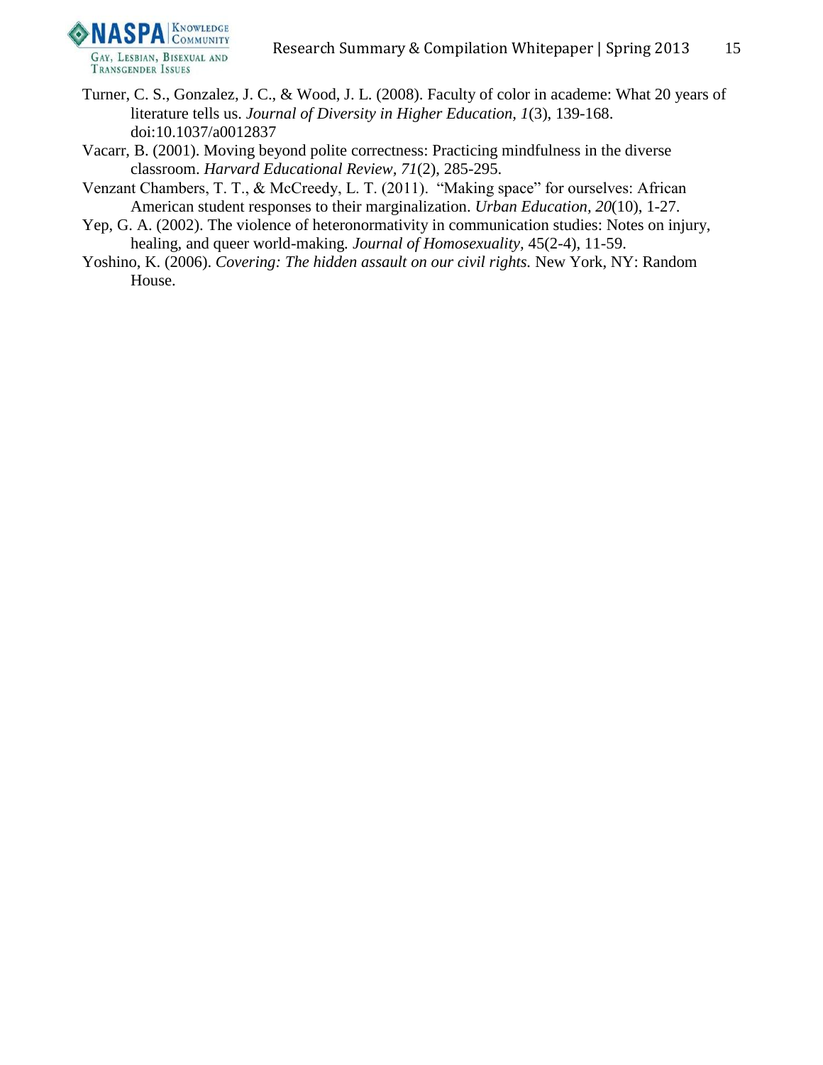Turner, C. S., Gonzalez, J. C., & Wood, J. L. (2008). Faculty of color in academe: What 20 years of literature tells us. *Journal of Diversity in Higher Education, 1*(3), 139-168. doi:10.1037/a0012837

Vacarr, B. (2001). Moving beyond polite correctness: Practicing mindfulness in the diverse classroom. *Harvard Educational Review*, *71*(2), 285-295.

Venzant Chambers, T. T., & McCreedy, L. T. (2011). "Making space" for ourselves: African American student responses to their marginalization. *Urban Education, 20*(10), 1-27.

Yep, G. A. (2002). The violence of heteronormativity in communication studies: Notes on injury, healing, and queer world-making. *Journal of Homosexuality,* 45(2-4), 11-59.

Yoshino, K. (2006). *Covering: The hidden assault on our civil rights.* New York, NY: Random House.